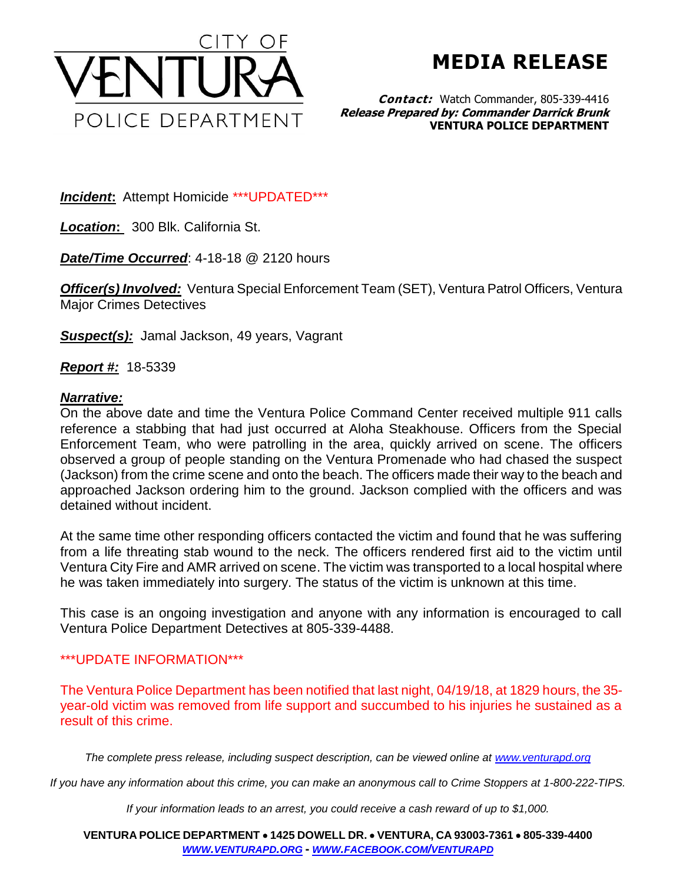CITY OF
# VENTURA
POLICE DEPARTMENT

# MEDIA RELEASE

***Contact:*** Watch Commander, 805-339-4416
***Release Prepared by: Commander Darrick Brunk***
**VENTURA POLICE DEPARTMENT**

***Incident*:** Attempt Homicide \*\*\*UPDATED\*\*\*

***Location*:** 300 Blk. California St.

***Date/Time Occurred***: 4-18-18 @ 2120 hours

***Officer(s) Involved:*** Ventura Special Enforcement Team (SET), Ventura Patrol Officers, Ventura Major Crimes Detectives

***Suspect(s):*** Jamal Jackson, 49 years, Vagrant

***Report #:*** 18-5339

***Narrative:***

On the above date and time the Ventura Police Command Center received multiple 911 calls reference a stabbing that had just occurred at Aloha Steakhouse. Officers from the Special Enforcement Team, who were patrolling in the area, quickly arrived on scene. The officers observed a group of people standing on the Ventura Promenade who had chased the suspect (Jackson) from the crime scene and onto the beach. The officers made their way to the beach and approached Jackson ordering him to the ground. Jackson complied with the officers and was detained without incident.

At the same time other responding officers contacted the victim and found that he was suffering from a life threating stab wound to the neck. The officers rendered first aid to the victim until Ventura City Fire and AMR arrived on scene. The victim was transported to a local hospital where he was taken immediately into surgery. The status of the victim is unknown at this time.

This case is an ongoing investigation and anyone with any information is encouraged to call Ventura Police Department Detectives at 805-339-4488.

\*\*\*UPDATE INFORMATION\*\*\*

The Ventura Police Department has been notified that last night, 04/19/18, at 1829 hours, the 35-year-old victim was removed from life support and succumbed to his injuries he sustained as a result of this crime.

*The complete press release, including suspect description, can be viewed online at [www.venturapd.org](http://www.venturapd.org)*

*If you have any information about this crime, you can make an anonymous call to Crime Stoppers at 1-800-222-TIPS.*

*If your information leads to an arrest, you could receive a cash reward of up to $1,000.*

**VENTURA POLICE DEPARTMENT • 1425 DOWELL DR. • VENTURA, CA 93003-7361 • 805-339-4400**
***[WWW.VENTURAPD.ORG](http://www.venturapd.org) - [WWW.FACEBOOK.COM/VENTURAPD](http://www.facebook.com/venturapd)***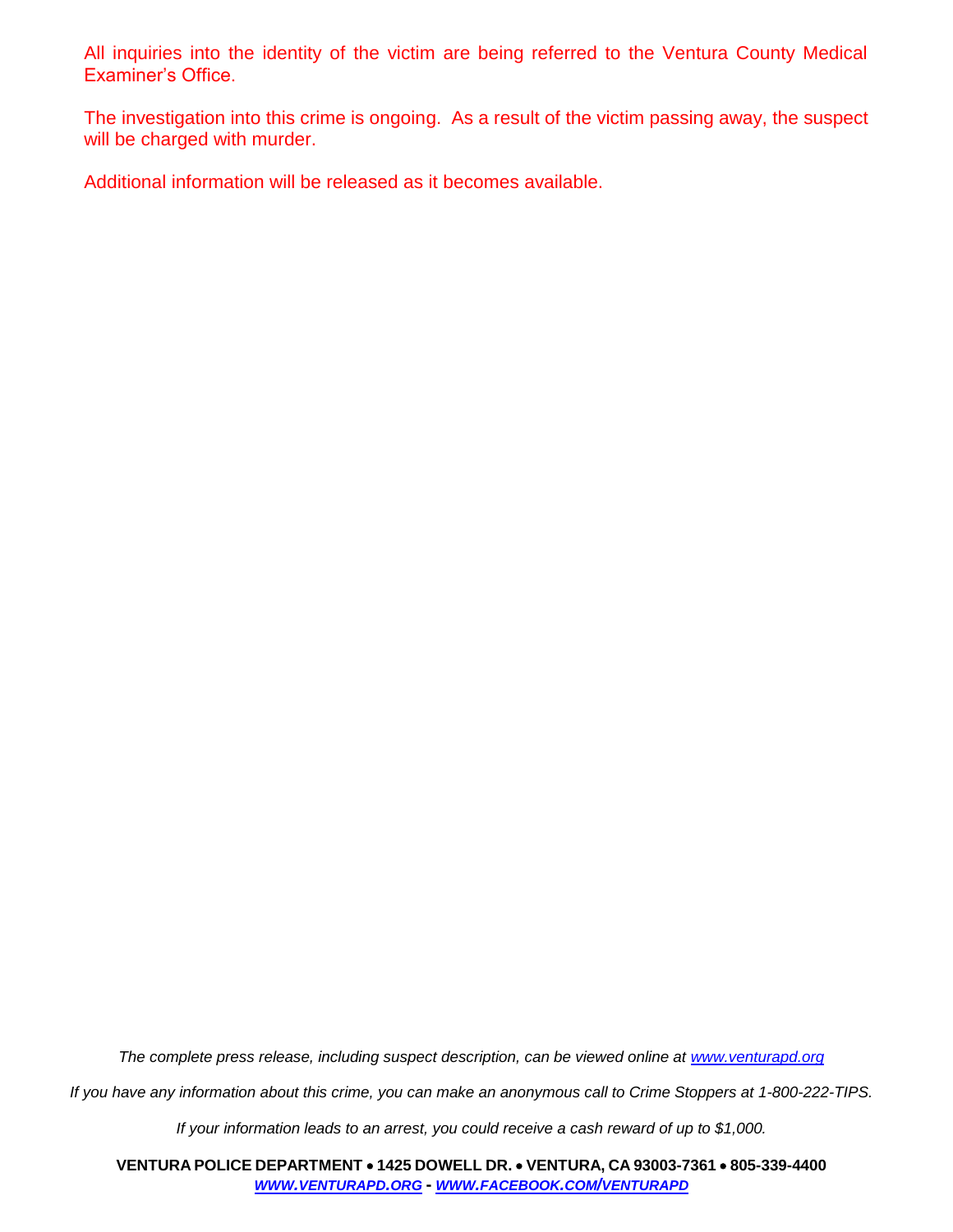All inquiries into the identity of the victim are being referred to the Ventura County Medical Examiner's Office.

The investigation into this crime is ongoing. As a result of the victim passing away, the suspect will be charged with murder.

Additional information will be released as it becomes available.

*The complete press release, including suspect description, can be viewed online at www.venturapd.org*

*If you have any information about this crime, you can make an anonymous call to Crime Stoppers at 1-800-222-TIPS.*

*If your information leads to an arrest, you could receive a cash reward of up to $1,000.*

**VENTURA POLICE DEPARTMENT • 1425 DOWELL DR. • VENTURA, CA 93003-7361 • 805-339-4400**
***WWW.VENTURAPD.ORG - WWW.FACEBOOK.COM/VENTURAPD***